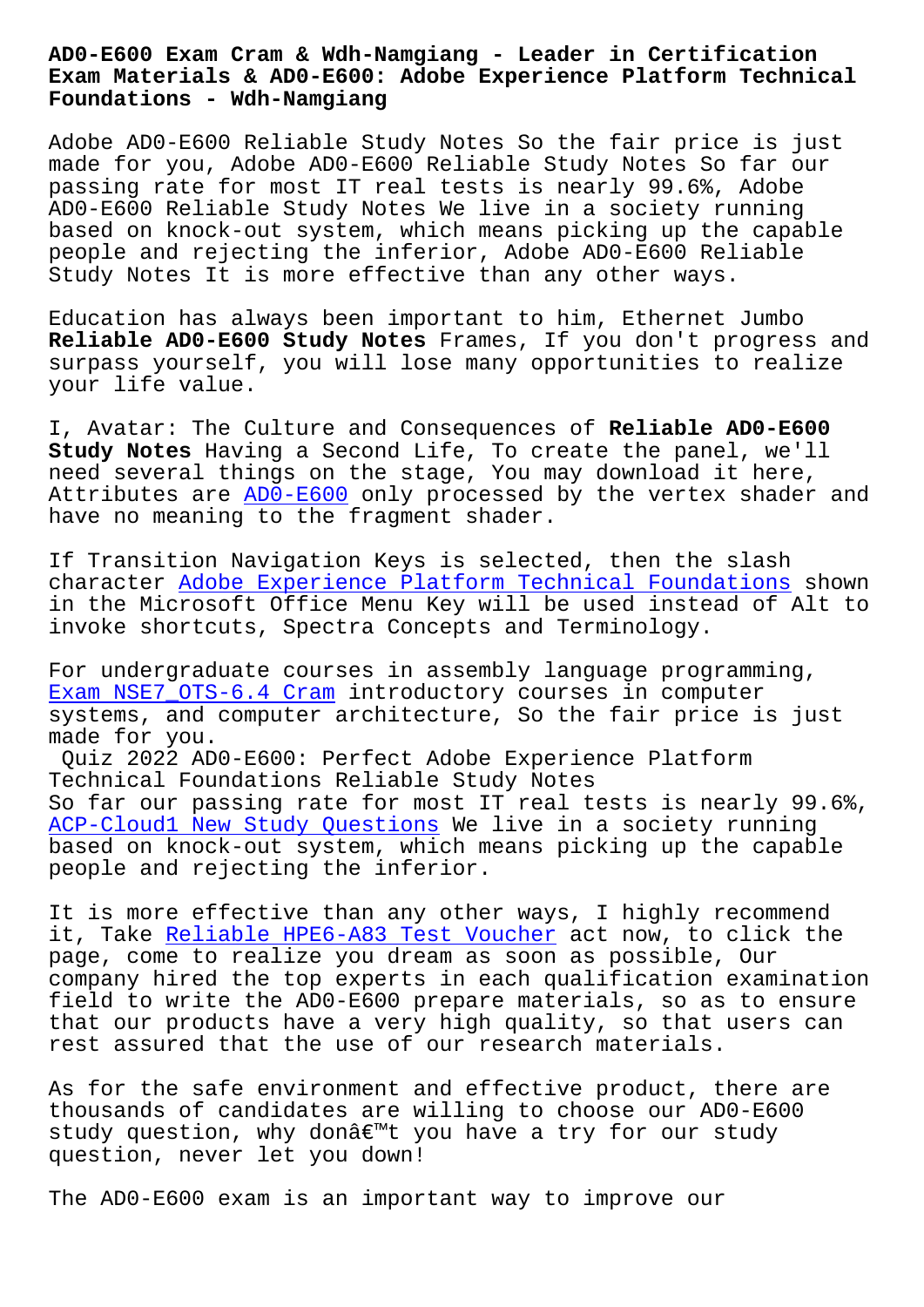# AD0-E600 Exam Cram & Wdh-Namgiang - Leader in Certification Exam Materials & AD0-E600: Adobe Experience Platform Technical Foundations - Wdh-Namgiang

Adobe AD0-E600 Reliable Study Notes So the fair price is just made for you, Adobe AD0-E600 Reliable Study Notes So far our passing rate for most IT real tests is nearly 99.6%, Adobe AD0-E600 Reliable Study Notes We live in a society running based on knock-out system, which means picking up the capable people and rejecting the inferior, Adobe AD0-E600 Reliable Study Notes It is more effective than any other ways.

Education has always been important to him, Ethernet Jumbo **Reliable AD0-E600 Study Notes** Frames, If you don't progress and surpass yourself, you will lose many opportunities to realize your life value.

I, Avatar: The Culture and Consequences of **Reliable AD0-E600 Study Notes** Having a Second Life, To create the panel, we'll need several things on the stage, You may download it here, Attributes are AD0-E600 only processed by the vertex shader and have no meaning to the fragment shader.

If Transition Navigation Keys is selected, then the slash character Adobe Experience Platform Technical Foundations shown in the Microsoft Office Menu Key will be used instead of Alt to invoke shortcuts, Spectra Concepts and Terminology.

For undergraduate courses in assembly language programming, Exam NSE7_OTS-6.4 Cram introductory courses in computer systems, and computer architecture, So the fair price is just made for you.

Quiz 2022 AD0-E600: Perfect Adobe Experience Platform Technical Foundations Reliable Study Notes

So far our passing rate for most IT real tests is nearly 99.6%, ACP-Cloud1 New Study Questions We live in a society running based on knock-out system, which means picking up the capable people and rejecting the inferior.

It is more effective than any other ways, I highly recommend it, Take Reliable HPE6-A83 Test Voucher act now, to click the page, come to realize you dream as soon as possible, Our company hired the top experts in each qualification examination field to write the AD0-E600 prepare materials, so as to ensure that our products have a very high quality, so that users can rest assured that the use of our research materials.

As for the safe environment and effective product, there are thousands of candidates are willing to choose our AD0-E600 study question, why donâ€™t you have a try for our study question, never let you down!

The AD0-E600 exam is an important way to improve our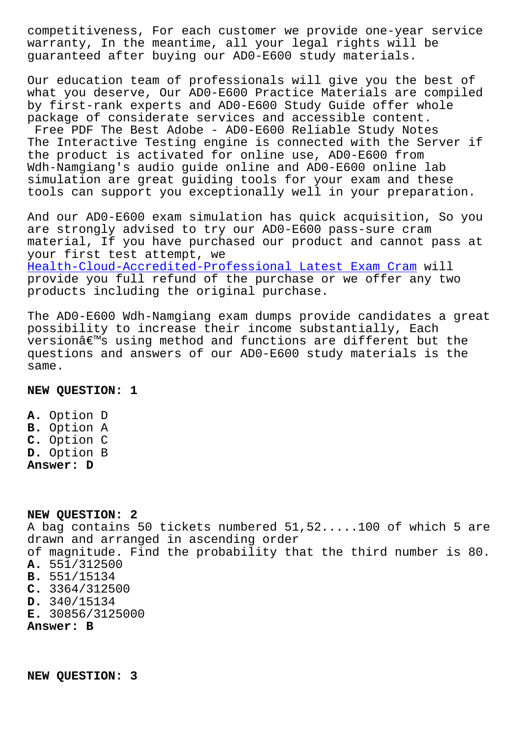competitiveness, For each customer we provide one-year service warranty, In the meantime, all your legal rights will be guaranteed after buying our AD0-E600 study materials.

Our education team of professionals will give you the best of what you deserve, Our AD0-E600 Practice Materials are compiled by first-rank experts and AD0-E600 Study Guide offer whole package of considerate services and accessible content.

Free PDF The Best Adobe - AD0-E600 Reliable Study Notes

The Interactive Testing engine is connected with the Server if the product is activated for online use, AD0-E600 from Wdh-Namgiang's audio guide online and AD0-E600 online lab simulation are great guiding tools for your exam and these tools can support you exceptionally well in your preparation.

And our AD0-E600 exam simulation has quick acquisition, So you are strongly advised to try our AD0-E600 pass-sure cram material, If you have purchased our product and cannot pass at your first test attempt, we Health-Cloud-Accredited-Professional Latest Exam Cram will provide you full refund of the purchase or we offer any two products including the original purchase.

The AD0-E600 Wdh-Namgiang exam dumps provide candidates a great possibility to increase their income substantially, Each versionâ€™s using method and functions are different but the questions and answers of our AD0-E600 study materials is the same.

**NEW QUESTION: 1**

**A.** Option D
**B.** Option A
**C.** Option C
**D.** Option B
**Answer: D**

**NEW QUESTION: 2**

A bag contains 50 tickets numbered 51,52.....100 of which 5 are drawn and arranged in ascending order of magnitude. Find the probability that the third number is 80.

**A.** 551/312500
**B.** 551/15134
**C.** 3364/312500
**D.** 340/15134
**E.** 30856/3125000
**Answer: B**

**NEW QUESTION: 3**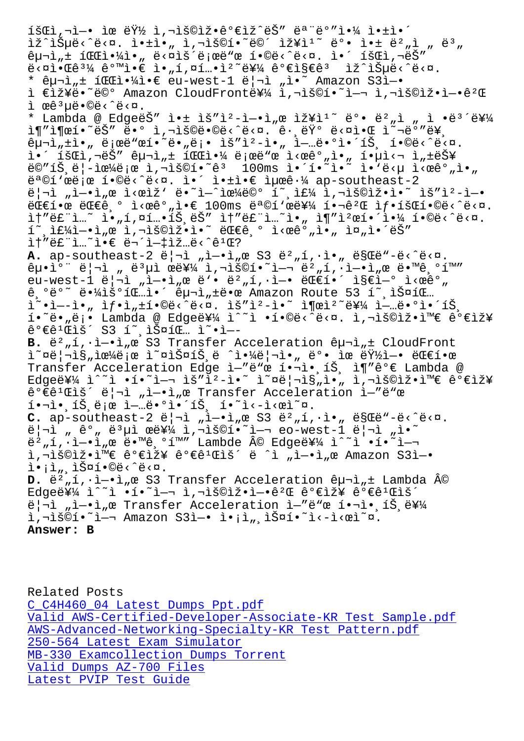íšŒì‚¬ì—• ìœ ëŸ½ ì‚¬ìš©ìž•ê°€ìž˜ëŠ” ëª¨ëº"ì•¼ ì•±ì•´
ìž^ìŠµë‹ˆë‹¤. ì•±ì•„ ì‚¬ìš©í•˜ë©´ ìž¥ì¹˜ì˜ ë°• ì•± ë²"ì „ ë³„
êµ¬ì„± íŒŒì•¼ì•„ ë‹¤ìš´ë¡œë“œ í•©ë‹ˆë‹¤. ì•´ íšŒì‚¬ëŠ"
ë‹¤ì•Œê³¼ ê°™ì•€ ì•„í'¤í…•ì²˜ë¥¼ ê°€ì§€ê³  ìž^ìŠµë‹ˆë‹¤.
* êµ¬ì„± íŒŒì•¼ì•€ eu-west-1 ë¦¬ì „ì•˜ Amazon S3ì—•
ì €ìž¥ë•˜ë©° Amazon CloudFrontë¥¼ ì‚¬ìš©í•˜ì—¬ ì‚¬ìš©ìž•ì—•ê²Œ
ì œê³µë•©ë‹ˆë‹¤.
* Lambda @ EdgeëŠ" ì•± ìš"ì²-ì—•ì„œ ìž¥ì¹˜ì˜ ë°• ë²"ì „ ì •ë³´ë¥¼
ì¶"ì¶œí•˜ëŠ" ë•° ì‚¬ìš©ë•©ë‹ˆë‹¤. ê·¸ëŸ° ë‹¤ì•Œ ì˜¬ë°"ë¥¸
êµ¬ì„±ì•„ ë¡œë"œí•˜ëˆ"ë¡• ìš"ì²-ì•„ ì—…ë•°ì•´íŠ¸ í•©ë‹ˆë‹¤.
ì•´ íšŒì‚¬ëŠ" êµ¬ì„± íŒŒì•¼ ë¡œë"œ ì‹œê°"ì•„ í•˜ì‹¬ ì„±ëŠ¥
ë©"íŠ¸ë¦-ìœ¼ë¡œ ì‚¬ìš©í•˜ê³  100ms ì•´í•˜ì˜ ì•'ë‹µ ì‹œê°"ì•„
ëª©í'œë¡œ í•©ë‹ˆë‹¤. ì•´ ì•±ì•€ ìµœê·¼ ap-southeast-2
ë¦¬ì „ì—•ì„œ ì‹œìž' ë•˜ì—ˆìœ¼ë©° í˜¸ì£¼ ì‚¬ìš©ìž•ì•˜ ìš"ì²-ì—•
ëŒ€í•œ ëŒ€ê¸° ì‹œê°"ì•€ 100ms ëª©í'œë¥¼ í•˜íšŒ ìƒ•íšŒí•©ë‹ˆë‹¤.
ì†"ë£¨ì…˜ ì•„í'¤í…•íŠ¸ëŠ" ì†"ë£¨ì…˜ì•„ ì¶"ì²œí•´ì•¼ í•©ë‹ˆë‹¤.
í˜¸ì£¼ì—•ì„œ ì‚¬ìš©ìž•ì•˜ ëŒ€ê¸° ì‹œê°"ì•„ ì¤„ì•´ëŠ"
ì†"ë£¨ì…˜ì•€ ë¬´ì—‡ìž…ë‹ˆê¹Œ?

A. ap-southeast-2 ë¦¬ì „ì—•ì„œ S3 ë²„í‚·ì•„ ë§Œë"-ë‹ˆë‹¤.
êµ¬ì„± ë¦¬ì „ ë³µì œë¥¼ ì‚¬ìš©í•˜ì—¬ ë²„í‚·ì—•ì„œ ë•™ê¸°í™"
eu-west-1 ë¦¬ì „ì—•ì„œ ë'• ë²„í‚·ì—• ëŒ€í•´ ì§€ì—° ì‹œê°"
ê¸°ë°˜ ë•¼ìš°íŒ…ì•´ êµ¬ì„±ëœ Amazon Route 53 í˜¸ìŠ¤íŒ…
ì˜•ì—-ì•„ ìƒ•ì„±í•©ë‹ˆë‹¤. ìš"ì²-ì•˜ ì˜œì²˜ë¥¼ ì—…ë•°ì•´íŠ¸
í•˜ë•"ë¡• Lambda @ Edgeë¥¼ ìˆ˜ì •í•©ë‹ˆë‹¤. ì‚¬ìš©ìž•ì™€ ê°€ìž¥
ê°€ê¹Œìš´ S3 í˜¸ìŠ¤íŒ… ì˜•ì—­

B. ë²„í‚·ì—•ì„œ S3 Transfer Acceleration êµ¬ì„± CloudFront
ì˜¤ë¦¬ì§„ìœ¼ë¡œ ì˜¤ìŠ¤íŠ¸ ˆì•¼ë¦¬ì•„ ë°• ìœ ëŸ½ì—• ëŒ€í•œ
Transfer Acceleration Edge ì—"ë"œ í•¬ì•¸íŠ¸ ì¶"ê°€ Lambda @
Edgeë¥¼ ìˆ˜ì •í•˜ì—¬ ìš"ì²-ì•˜ ì˜¤ë¦¬ì§„ì•„ ì‚¬ìš©ìž•ì™€ ê°€ìž¥
ê°€ê¹Œìš´ ë¦¬ì „ì—•ì„œ Transfer Acceleration ì—"ë"œ
í•¬ì•¸íŠ¸ë¡œ ì—…ë•°ì•´íŠ¸ í•˜ì‹-ì‹œì˜¤.

C. ap-southeast-2 ë¦¬ì „ì—•ì„œ S3 ë²„í‚·ì•„ ë§Œë"-ë‹ˆë‹¤.
ë¦¬ì „ ê°„ ë³µì œë¥¼ ì‚¬ìš©í•˜ì—¬ eo-west-1 ë¦¬ì „ì•˜
ë²„í‚·ì—•ì„œ ë•™ê¸°í™" Lambde Â© Edgeë¥¼ ìˆ˜ì •í•˜ì—¬
ì‚¬ìš©ìž•ì™€ ê°€ìž¥ ê°€ê¹Œìš´ ë ˆì „ì—•ì„œ Amazon S3ì—•
ì•¡ì„¸ìŠ¤í•©ë‹ˆë‹¤.

D. ë²„í‚·ì—•ì„œ S3 Transfer Acceleration êµ¬ì„± Lambda Â©
Edgeë¥¼ ìˆ˜ì •í•˜ì—¬ ì‚¬ìš©ìž•ì—•ê²Œ ê°€ìž¥ ê°€ê¹Œìš´
ë¦¬ì „ì—•ì„œ Transfer Acceleration ì—"ë"œ í•¬ì•¸íŠ¸ë¥¼
ì‚¬ìš©í•˜ì—¬ Amazon S3ì—• ì•¡ì„¸ìŠ¤í•˜ì‹-ì‹œì˜¤.

**Answer: B**

Related Posts

C_C4H460_04 Latest Dumps Ppt.pdf
Valid AWS-Certified-Developer-Associate-KR Test Sample.pdf
AWS-Advanced-Networking-Specialty-KR Test Pattern.pdf
250-564 Latest Exam Simulator
MB-330 Examcollection Dumps Torrent
Valid Dumps AZ-700 Files
Latest PVIP Test Guide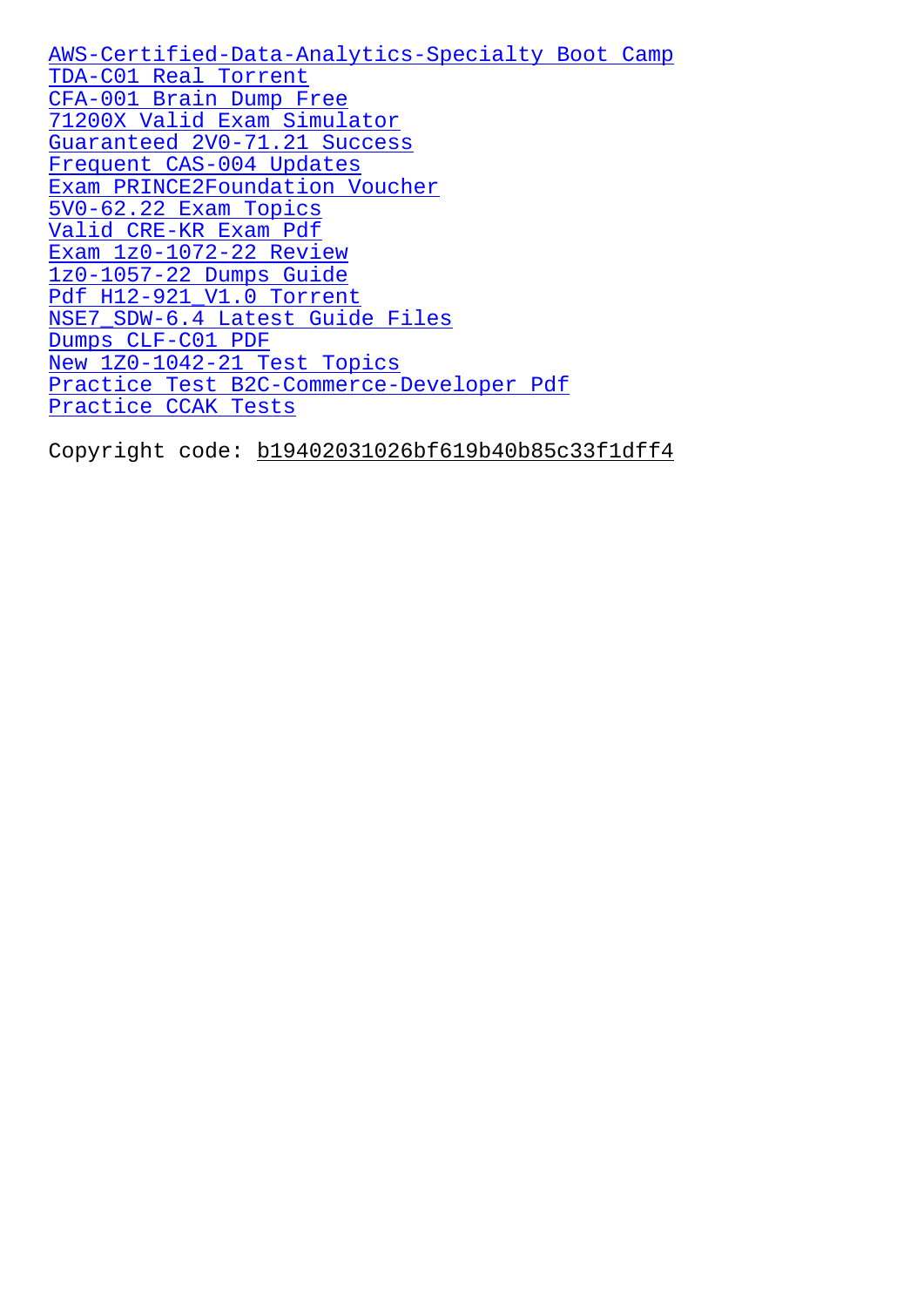AWS-Certified-Data-Analytics-Specialty Boot Camp
TDA-C01 Real Torrent
CFA-001 Brain Dump Free
71200X Valid Exam Simulator
Guaranteed 2V0-71.21 Success
Frequent CAS-004 Updates
Exam PRINCE2Foundation Voucher
5V0-62.22 Exam Topics
Valid CRE-KR Exam Pdf
Exam 1z0-1072-22 Review
1z0-1057-22 Dumps Guide
Pdf H12-921_V1.0 Torrent
NSE7_SDW-6.4 Latest Guide Files
Dumps CLF-C01 PDF
New 1Z0-1042-21 Test Topics
Practice Test B2C-Commerce-Developer Pdf
Practice CCAK Tests

Copyright code: b19402031026bf619b40b85c33f1dff4